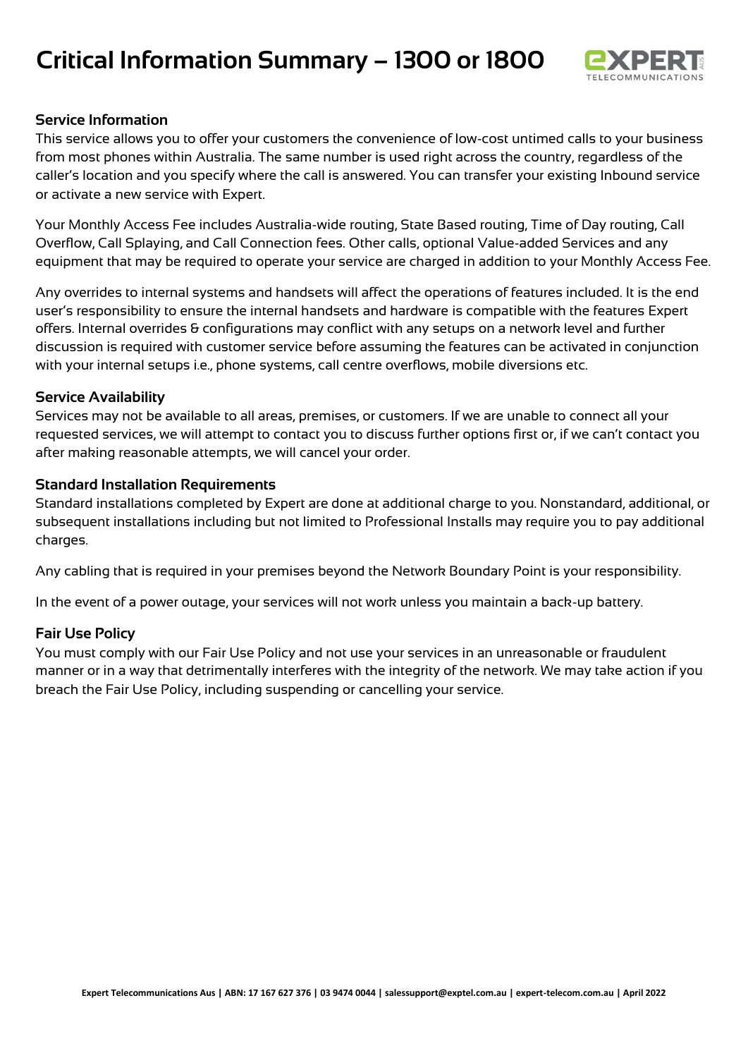# Critical Information Summary – 1300 or 1800

## Service Information

This service allows you to offer your customers the convenience of low-cost untimed calls to your business from most phones within Australia. The same number is used right across the country, regardless of the caller's location and you specify where the call is answered. You can transfer your existing Inbound service or activate a new service with Expert.

Your Monthly Access Fee includes Australia-wide routing, State Based routing, Time of Day routing, Call Overflow, Call Splaying, and Call Connection fees. Other calls, optional Value-added Services and any equipment that may be required to operate your service are charged in addition to your Monthly Access Fee.

Any overrides to internal systems and handsets will affect the operations of features included. It is the end user's responsibility to ensure the internal handsets and hardware is compatible with the features Expert offers. Internal overrides & configurations may conflict with any setups on a network level and further discussion is required with customer service before assuming the features can be activated in conjunction with your internal setups i.e., phone systems, call centre overflows, mobile diversions etc.

## Service Availability

Services may not be available to all areas, premises, or customers. If we are unable to connect all your requested services, we will attempt to contact you to discuss further options first or, if we can't contact you after making reasonable attempts, we will cancel your order.

## Standard Installation Requirements

Standard installations completed by Expert are done at additional charge to you. Nonstandard, additional, or subsequent installations including but not limited to Professional Installs may require you to pay additional charges.

Any cabling that is required in your premises beyond the Network Boundary Point is your responsibility.

In the event of a power outage, your services will not work unless you maintain a back-up battery.

## Fair Use Policy

You must comply with our Fair Use Policy and not use your services in an unreasonable or fraudulent manner or in a way that detrimentally interferes with the integrity of the network. We may take action if you breach the Fair Use Policy, including suspending or cancelling your service.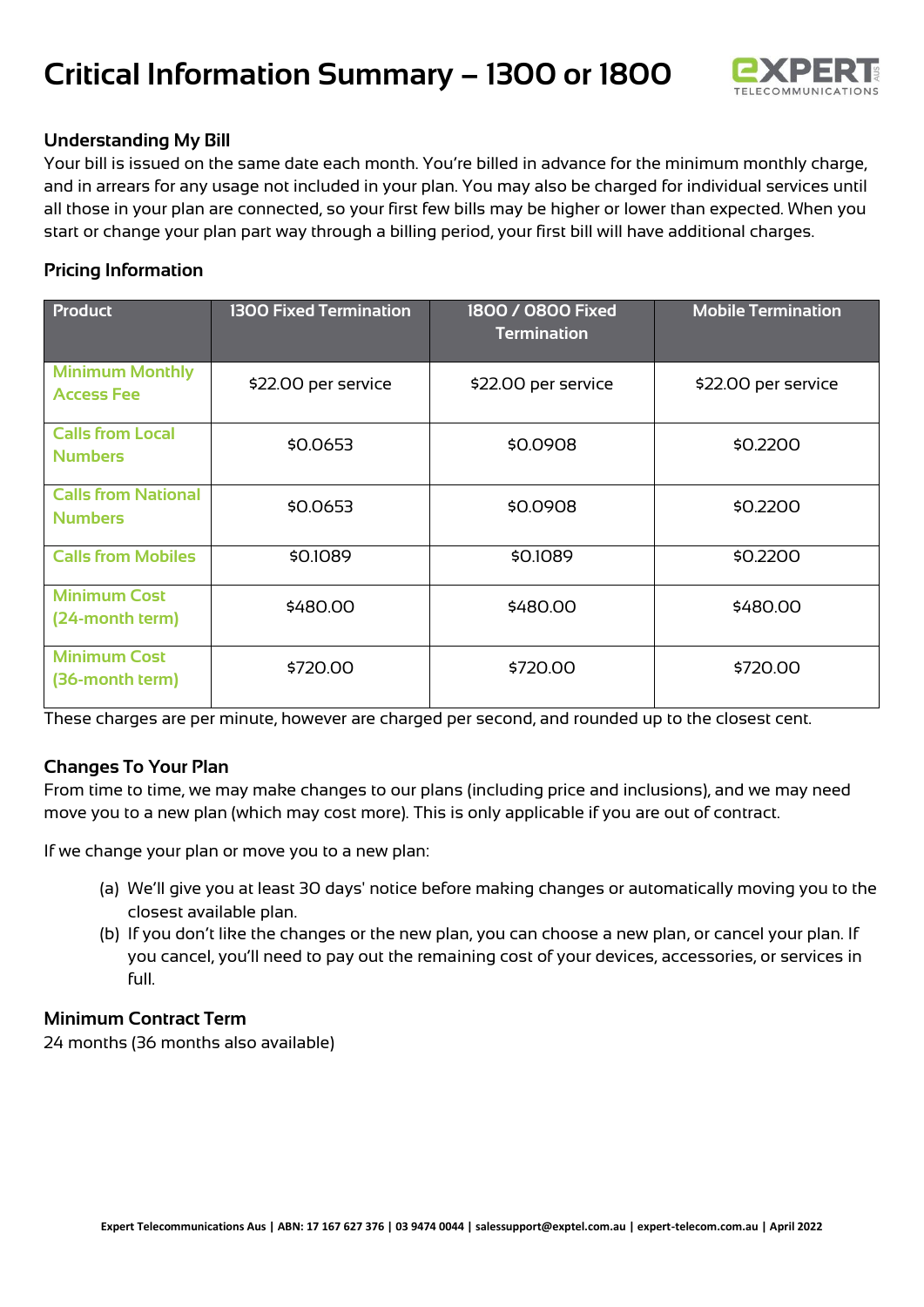# Critical Information Summary – 1300 or 1800

## Understanding My Bill

Your bill is issued on the same date each month. You're billed in advance for the minimum monthly charge, and in arrears for any usage not included in your plan. You may also be charged for individual services until all those in your plan are connected, so your first few bills may be higher or lower than expected. When you start or change your plan part way through a billing period, your first bill will have additional charges.

## Pricing Information

| Product | 1300 Fixed Termination | 1800 / 0800 Fixed Termination | Mobile Termination |
|---|---|---|---|
| Minimum Monthly Access Fee | $22.00 per service | $22.00 per service | $22.00 per service |
| Calls from Local Numbers | $0.0653 | $0.0908 | $0.2200 |
| Calls from National Numbers | $0.0653 | $0.0908 | $0.2200 |
| Calls from Mobiles | $0.1089 | $0.1089 | $0.2200 |
| Minimum Cost (24-month term) | $480.00 | $480.00 | $480.00 |
| Minimum Cost (36-month term) | $720.00 | $720.00 | $720.00 |

These charges are per minute, however are charged per second, and rounded up to the closest cent.

## Changes To Your Plan

From time to time, we may make changes to our plans (including price and inclusions), and we may need move you to a new plan (which may cost more). This is only applicable if you are out of contract.

If we change your plan or move you to a new plan:

(a) We'll give you at least 30 days' notice before making changes or automatically moving you to the closest available plan.

(b) If you don't like the changes or the new plan, you can choose a new plan, or cancel your plan. If you cancel, you'll need to pay out the remaining cost of your devices, accessories, or services in full.

## Minimum Contract Term

24 months (36 months also available)

Expert Telecommunications Aus | ABN: 17 167 627 376 | 03 9474 0044 | salessupport@exptel.com.au | expert-telecom.com.au | April 2022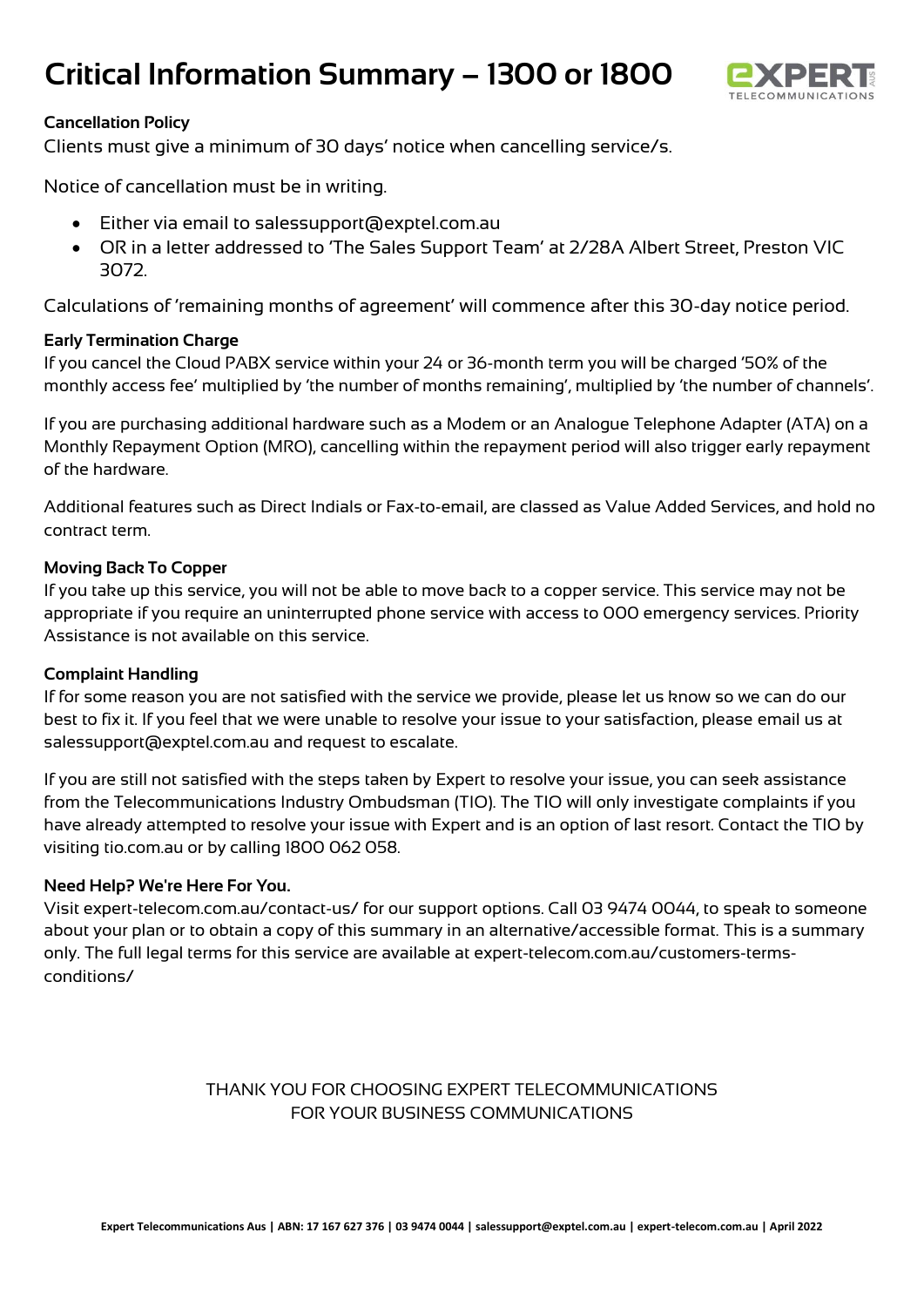# Critical Information Summary – 1300 or 1800

### Cancellation Policy

Clients must give a minimum of 30 days' notice when cancelling service/s.

Notice of cancellation must be in writing.

- Either via email to salessupport@exptel.com.au
- OR in a letter addressed to 'The Sales Support Team' at 2/28A Albert Street, Preston VIC 3072.

Calculations of 'remaining months of agreement' will commence after this 30-day notice period.

### Early Termination Charge

If you cancel the Cloud PABX service within your 24 or 36-month term you will be charged '50% of the monthly access fee' multiplied by 'the number of months remaining', multiplied by 'the number of channels'.

If you are purchasing additional hardware such as a Modem or an Analogue Telephone Adapter (ATA) on a Monthly Repayment Option (MRO), cancelling within the repayment period will also trigger early repayment of the hardware.

Additional features such as Direct Indials or Fax-to-email, are classed as Value Added Services, and hold no contract term.

### Moving Back To Copper

If you take up this service, you will not be able to move back to a copper service. This service may not be appropriate if you require an uninterrupted phone service with access to 000 emergency services. Priority Assistance is not available on this service.

### Complaint Handling

If for some reason you are not satisfied with the service we provide, please let us know so we can do our best to fix it. If you feel that we were unable to resolve your issue to your satisfaction, please email us at salessupport@exptel.com.au and request to escalate.

If you are still not satisfied with the steps taken by Expert to resolve your issue, you can seek assistance from the Telecommunications Industry Ombudsman (TIO). The TIO will only investigate complaints if you have already attempted to resolve your issue with Expert and is an option of last resort. Contact the TIO by visiting tio.com.au or by calling 1800 062 058.

### Need Help? We're Here For You.

Visit expert-telecom.com.au/contact-us/ for our support options. Call 03 9474 0044, to speak to someone about your plan or to obtain a copy of this summary in an alternative/accessible format. This is a summary only. The full legal terms for this service are available at expert-telecom.com.au/customers-terms-conditions/

THANK YOU FOR CHOOSING EXPERT TELECOMMUNICATIONS
FOR YOUR BUSINESS COMMUNICATIONS

**Expert Telecommunications Aus | ABN: 17 167 627 376 | 03 9474 0044 | salessupport@exptel.com.au | expert-telecom.com.au | April 2022**